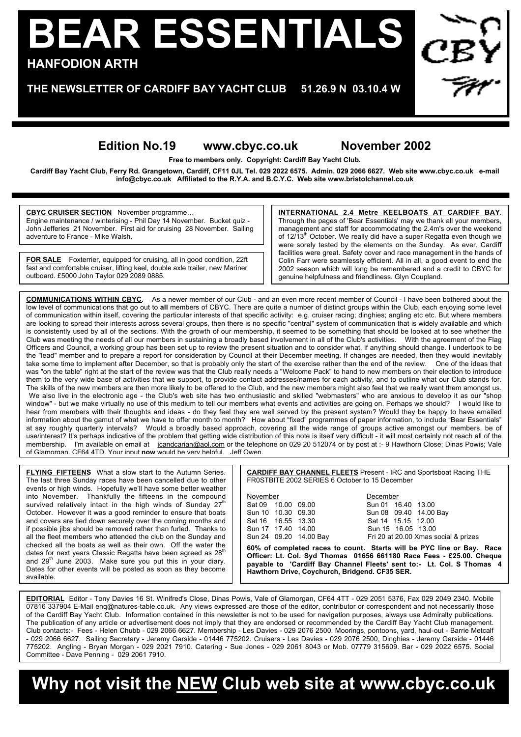# BEAR ESSENTIALS

**HANFODION ARTH**

**THE NEWSLETTER OF CARDIFF BAY YACHT CLUB 51.26.9 N 03.10.4 W**

## Edition No.19 www.cbyc.co.uk November 2002

**Free to members only. Copyright: Cardiff Bay Yacht Club.**

**Cardiff Bay Yacht Club, Ferry Rd. Grangetown, Cardiff, CF11 0JL Tel. 029 2022 6575. Admin. 029 2066 6627. Web site www.cbyc.co.uk e-mail info@cbyc.co.uk Affiliated to the R.Y.A. and B.C.Y.C. Web site www.bristolchannel.co.uk**

**CBYC CRUISER SECTION** November programme… Engine maintenance / winterising - Phil Day 14 November. Bucket quiz - John Jefferies 21 November. First aid for cruising 28 November. Sailing adventure to France - Mike Walsh.

**FOR SALE** Foxterrier, equipped for cruising, all in good condition, 22ft fast and comfortable cruiser, lifting keel, double axle trailer, new Mariner outboard. £5000 John Taylor 029 2089 0885.

**INTERNATIONAL 2.4 Metre KEELBOATS AT CARDIFF BAY**. Through the pages of 'Bear Essentials' may we thank all your members, management and staff for accommodating the 2.4m's over the weekend of 12/13th October. We really did have a super Regatta even though we were sorely tested by the elements on the Sunday. As ever, Cardiff facilities were great. Safety cover and race management in the hands of Colin Farr were seamlessly efficient. All in all, a good event to end the 2002 season which will long be remembered and a credit to CBYC for genuine helpfulness and friendliness. Glyn Coupland.

**COMMUNICATIONS WITHIN CBYC.** As a newer member of our Club - and an even more recent member of Council - I have been bothered about the low level of communications that go out to **all** members of CBYC. There are quite a number of distinct groups within the Club, each enjoying some level of communication within itself, covering the particular interests of that specific activity: e.g. cruiser racing; dinghies; angling etc etc. But where members are looking to spread their interests across several groups, then there is no specific "central" system of communication that is widely available and which is consistently used by all of the sections. With the growth of our membership, it seemed to be something that should be looked at to see whether the Club was meeting the needs of all our members in sustaining a broadly based involvement in all of the Club's activities. With the agreement of the Flag Officers and Council, a working group has been set up to review the present situation and to consider what, if anything should change. I undertook to be the "lead" member and to prepare a report for consideration by Council at their December meeting. If changes are needed, then they would inevitably take some time to implement after December, so that is probably only the start of the exercise rather than the end of the review. One of the ideas that was "on the table" right at the start of the review was that the Club really needs a "Welcome Pack" to hand to new members on their election to introduce them to the very wide base of activities that we support, to provide contact addresses/names for each activity, and to outline what our Club stands for. The skills of the new members are then more likely to be offered to the Club, and the new members might also feel that we really want them amongst us. We also live in the electronic age - the Club's web site has two enthusiastic and skilled "webmasters" who are anxious to develop it as our "shop window" - but we make virtually no use of this medium to tell our members what events and activities are going on. Perhaps we should? I would like to hear from members with their thoughts and ideas - do they feel they are well served by the present system? Would they be happy to have emailed information about the gamut of what we have to offer month to month? How about "fixed" programmes of paper information, to include "Bear Essentials" at say roughly quarterly intervals? Would a broadly based approach, covering all the wide range of groups active amongst our members, be of use/interest? It's perhaps indicative of the problem that getting wide distribution of this note is itself very difficult - it will most certainly not reach all of the membership. I'm available on email at jcandcarian@aol.com or the telephone on 029 20 512074 or by post at :- 9 Hawthorn Close; Dinas Powis; Vale of Glamorgan. CF64 4TD. Your input **now** would be very helpful. Jeff Owen.

**FLYING FIFTEENS** What a slow start to the Autumn Series. The last three Sunday races have been cancelled due to other events or high winds. Hopefully we'll have some better weather into November. Thankfully the fifteens in the compound survived relatively intact in the high winds of Sunday 27th October. However it was a good reminder to ensure that boats and covers are tied down securely over the coming months and if possible jibs should be removed rather than furled. Thanks to all the fleet members who attended the club on the Sunday and checked all the boats as well as their own. Off the water the dates for next years Classic Regatta have been agreed as 28th and 29th June 2003. Make sure you put this in your diary. Dates for other events will be posted as soon as they become available.

**CARDIFF BAY CHANNEL FLEETS** Present - IRC and Sportsboat Racing THE FR0STBITE 2002 SERIES 6 October to 15 December

| November | December |
|---|---|
| Sat 09 10.00 09.00 | Sun 01 16.40 13.00 |
| Sun 10 10.30 09.30 | Sun 08 09.40 14.00 Bay |
| Sat 16 16.55 13.30 | Sat 14 15.15 12.00 |
| Sun 17 17.40 14.00 | Sun 15 16.05 13.00 |
| Sun 24 09.20 14.00 Bay | Fri 20 at 20.00 Xmas social & prizes |

**60% of completed races to count. Starts will be PYC line or Bay. Race Officer: Lt. Col. Syd Thomas 01656 661180 Race Fees - £25.00. Cheque payable to 'Cardiff Bay Channel Fleets' sent to:- Lt. Col. S Thomas 4 Hawthorn Drive, Coychurch, Bridgend. CF35 SER.**

**EDITORIAL** Editor - Tony Davies 16 St. Winifred's Close, Dinas Powis, Vale of Glamorgan, CF64 4TT - 029 2051 5376, Fax 029 2049 2340. Mobile 07816 337904 E-Mail enq@natures-table.co.uk. Any views expressed are those of the editor, contributor or correspondent and not necessarily those of the Cardiff Bay Yacht Club. Information contained in this newsletter is not to be used for navigation purposes, always use Admiralty publications. The publication of any article or advertisement does not imply that they are endorsed or recommended by the Cardiff Bay Yacht Club management. Club contacts:- Fees - Helen Chubb - 029 2066 6627. Membership - Les Davies - 029 2076 2500. Moorings, pontoons, yard, haul-out - Barrie Metcalf - 029 2066 6627. Sailing Secretary - Jeremy Garside - 01446 775202. Cruisers - Les Davies - 029 2076 2500, Dinghies - Jeremy Garside - 01446 775202. Angling - Bryan Morgan - 029 2021 7910. Catering - Sue Jones - 029 2061 8043 or Mob. 07779 315609. Bar - 029 2022 6575. Social Committee - Dave Penning - 029 2061 7910.

## Why not visit the NEW Club web site at www.cbyc.co.uk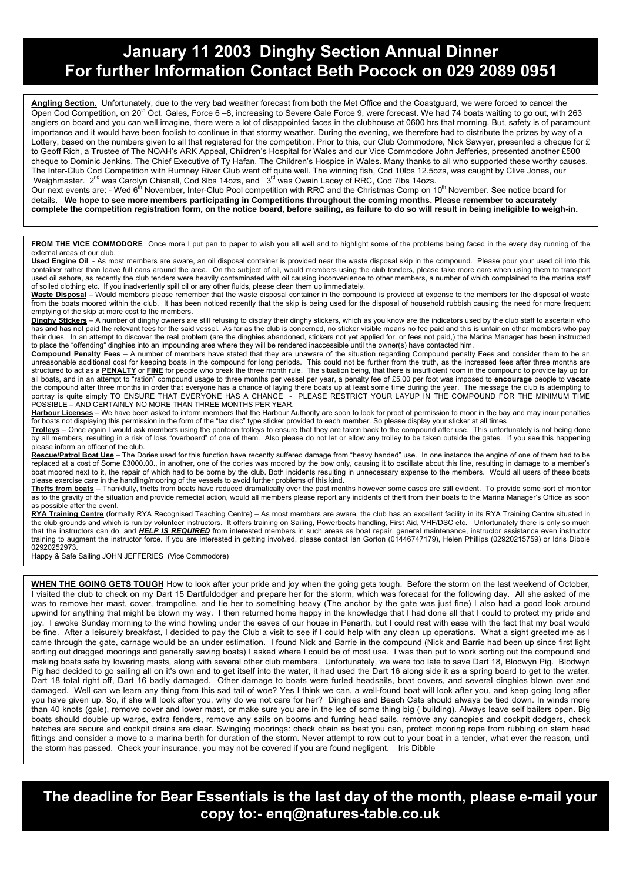# January 11 2003 Dinghy Section Annual Dinner
# For further Information Contact Beth Pocock on 029 2089 0951

**Angling Section.** Unfortunately, due to the very bad weather forecast from both the Met Office and the Coastguard, we were forced to cancel the Open Cod Competition, on 20th Oct. Gales, Force 6 –8, increasing to Severe Gale Force 9, were forecast. We had 74 boats waiting to go out, with 263 anglers on board and you can well imagine, there were a lot of disappointed faces in the clubhouse at 0600 hrs that morning. But, safety is of paramount importance and it would have been foolish to continue in that stormy weather. During the evening, we therefore had to distribute the prizes by way of a Lottery, based on the numbers given to all that registered for the competition. Prior to this, our Club Commodore, Nick Sawyer, presented a cheque for £ to Geoff Rich, a Trustee of The NOAH's ARK Appeal, Children's Hospital for Wales and our Vice Commodore John Jefferies, presented another £500 cheque to Dominic Jenkins, The Chief Executive of Ty Hafan, The Children's Hospice in Wales. Many thanks to all who supported these worthy causes. The Inter-Club Cod Competition with Rumney River Club went off quite well. The winning fish, Cod 10lbs 12.5ozs, was caught by Clive Jones, our Weighmaster. 2nd was Carolyn Chisnall, Cod 8lbs 14ozs, and 3rd was Owain Lacey of RRC, Cod 7lbs 14ozs.
Our next events are: - Wed 6th November, Inter-Club Pool competition with RRC and the Christmas Comp on 10th November. See notice board for details**. We hope to see more members participating in Competitions throughout the coming months. Please remember to accurately complete the competition registration form, on the notice board, before sailing, as failure to do so will result in being ineligible to weigh-in.**

**FROM THE VICE COMMODORE** Once more I put pen to paper to wish you all well and to highlight some of the problems being faced in the every day running of the external areas of our club.

**Used Engine Oil** - As most members are aware, an oil disposal container is provided near the waste disposal skip in the compound. Please pour your used oil into this container rather than leave full cans around the area. On the subject of oil, would members using the club tenders, please take more care when using them to transport used oil ashore, as recently the club tenders were heavily contaminated with oil causing inconvenience to other members, a number of which complained to the marina staff of soiled clothing etc. If you inadvertently spill oil or any other fluids, please clean them up immediately.

**Waste Disposal** – Would members please remember that the waste disposal container in the compound is provided at expense to the members for the disposal of waste from the boats moored within the club. It has been noticed recently that the skip is being used for the disposal of household rubbish causing the need for more frequent emptying of the skip at more cost to the members.

**Dinghy Stickers** – A number of dinghy owners are still refusing to display their dinghy stickers, which as you know are the indicators used by the club staff to ascertain who has and has not paid the relevant fees for the said vessel. As far as the club is concerned, no sticker visible means no fee paid and this is unfair on other members who pay their dues. In an attempt to discover the real problem (are the dinghies abandoned, stickers not yet applied for, or fees not paid,) the Marina Manager has been instructed to place the "offending" dinghies into an impounding area where they will be rendered inaccessible until the owner(s) have contacted him.

**Compound Penalty Fees** – A number of members have stated that they are unaware of the situation regarding Compound penalty Fees and consider them to be an unreasonable additional cost for keeping boats in the compound for long periods. This could not be further from the truth, as the increased fees after three months are structured to act as a **PENALTY** or **FINE** for people who break the three month rule. The situation being, that there is insufficient room in the compound to provide lay up for all boats, and in an attempt to "ration" compound usage to three months per vessel per year, a penalty fee of £5.00 per foot was imposed to **encourage** people to **vacate** the compound after three months in order that everyone has a chance of laying there boats up at least some time during the year. The message the club is attempting to portray is quite simply TO ENSURE THAT EVERYONE HAS A CHANCE - PLEASE RESTRICT YOUR LAYUP IN THE COMPOUND FOR THE MINIMUM TIME POSSIBLE – AND CERTAINLY NO MORE THAN THREE MONTHS PER YEAR.

**Harbour Licenses** – We have been asked to inform members that the Harbour Authority are soon to look for proof of permission to moor in the bay and may incur penalties for boats not displaying this permission in the form of the "tax disc" type sticker provided to each member. So please display your sticker at all times

**Trolleys** – Once again I would ask members using the pontoon trolleys to ensure that they are taken back to the compound after use. This unfortunately is not being done by all members, resulting in a risk of loss "overboard" of one of them. Also please do not let or allow any trolley to be taken outside the gates. If you see this happening please inform an officer of the club.

**Rescue/Patrol Boat Use** – The Dories used for this function have recently suffered damage from "heavy handed" use. In one instance the engine of one of them had to be replaced at a cost of Some £3000.00., in another, one of the dories was moored by the bow only, causing it to oscillate about this line, resulting in damage to a member's boat moored next to it, the repair of which had to be borne by the club. Both incidents resulting in unnecessary expense to the members. Would all users of these boats please exercise care in the handling/mooring of the vessels to avoid further problems of this kind.

**Thefts from boats** – Thankfully, thefts from boats have reduced dramatically over the past months however some cases are still evident. To provide some sort of monitor as to the gravity of the situation and provide remedial action, would all members please report any incidents of theft from their boats to the Marina Manager's Office as soon as possible after the event.

**RYA Training Centre** (formally RYA Recognised Teaching Centre) – As most members are aware, the club has an excellent facility in its RYA Training Centre situated in the club grounds and which is run by volunteer instructors. It offers training on Sailing, Powerboats handling, First Aid, VHF/DSC etc. Unfortunately there is only so much that the instructors can do, and ***HELP IS REQUIRED*** from interested members in such areas as boat repair, general maintenance, instructor assistance even instructor training to augment the instructor force. If you are interested in getting involved, please contact Ian Gorton (01446747179), Helen Phillips (02920215759) or Idris Dibble 02920252973.

Happy & Safe Sailing JOHN JEFFERIES (Vice Commodore)

**WHEN THE GOING GETS TOUGH** How to look after your pride and joy when the going gets tough. Before the storm on the last weekend of October, I visited the club to check on my Dart 15 Dartfuldodger and prepare her for the storm, which was forecast for the following day. All she asked of me was to remove her mast, cover, trampoline, and tie her to something heavy (The anchor by the gate was just fine) I also had a good look around upwind for anything that might be blown my way. I then returned home happy in the knowledge that I had done all that I could to protect my pride and joy. I awoke Sunday morning to the wind howling under the eaves of our house in Penarth, but I could rest with ease with the fact that my boat would be fine. After a leisurely breakfast, I decided to pay the Club a visit to see if I could help with any clean up operations. What a sight greeted me as I came through the gate, carnage would be an under estimation. I found Nick and Barrie in the compound (Nick and Barrie had been up since first light sorting out dragged moorings and generally saving boats) I asked where I could be of most use. I was then put to work sorting out the compound and making boats safe by lowering masts, along with several other club members. Unfortunately, we were too late to save Dart 18, Blodwyn Pig. Blodwyn Pig had decided to go sailing all on it's own and to get itself into the water, it had used the Dart 16 along side it as a spring board to get to the water. Dart 18 total right off, Dart 16 badly damaged. Other damage to boats were furled headsails, boat covers, and several dinghies blown over and damaged. Well can we learn any thing from this sad tail of woe? Yes I think we can, a well-found boat will look after you, and keep going long after you have given up. So, if she will look after you, why do we not care for her? Dinghies and Beach Cats should always be tied down. In winds more than 40 knots (gale), remove cover and lower mast, or make sure you are in the lee of some thing big ( building). Always leave self bailers open. Big boats should double up warps, extra fenders, remove any sails on booms and furring head sails, remove any canopies and cockpit dodgers, check hatches are secure and cockpit drains are clear. Swinging moorings: check chain as best you can, protect mooring rope from rubbing on stem head fittings and consider a move to a marina berth for duration of the storm. Never attempt to row out to your boat in a tender, what ever the reason, until the storm has passed. Check your insurance, you may not be covered if you are found negligent. Iris Dibble

## The deadline for Bear Essentials is the last day of the month, please e-mail your copy to:- enq@natures-table.co.uk